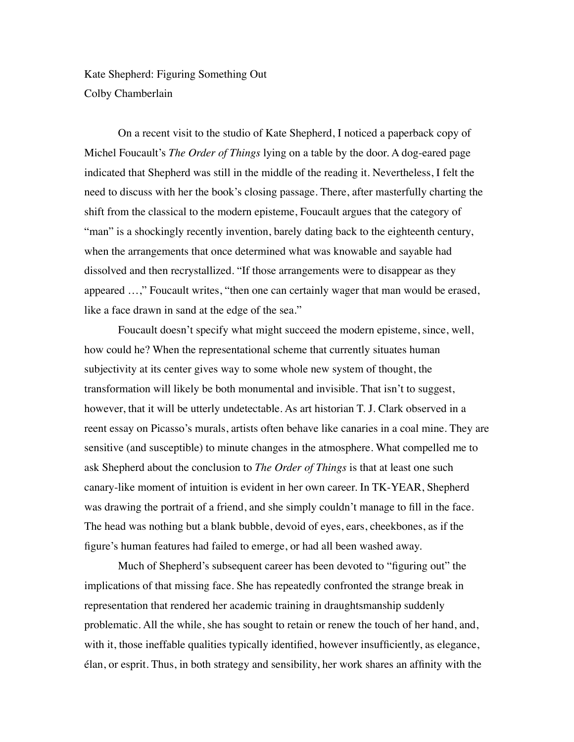Kate Shepherd: Figuring Something Out

Colby Chamberlain

On a recent visit to the studio of Kate Shepherd, I noticed a paperback copy of Michel Foucault's *The Order of Things* lying on a table by the door. A dog-eared page indicated that Shepherd was still in the middle of the reading it. Nevertheless, I felt the need to discuss with her the book's closing passage. There, after masterfully charting the shift from the classical to the modern episteme, Foucault argues that the category of "man" is a shockingly recently invention, barely dating back to the eighteenth century, when the arrangements that once determined what was knowable and sayable had dissolved and then recrystallized. "If those arrangements were to disappear as they appeared …," Foucault writes, "then one can certainly wager that man would be erased, like a face drawn in sand at the edge of the sea."

Foucault doesn't specify what might succeed the modern episteme, since, well, how could he? When the representational scheme that currently situates human subjectivity at its center gives way to some whole new system of thought, the transformation will likely be both monumental and invisible. That isn't to suggest, however, that it will be utterly undetectable. As art historian T. J. Clark observed in a reent essay on Picasso's murals, artists often behave like canaries in a coal mine. They are sensitive (and susceptible) to minute changes in the atmosphere. What compelled me to ask Shepherd about the conclusion to *The Order of Things* is that at least one such canary-like moment of intuition is evident in her own career. In TK-YEAR, Shepherd was drawing the portrait of a friend, and she simply couldn't manage to fill in the face. The head was nothing but a blank bubble, devoid of eyes, ears, cheekbones, as if the figure's human features had failed to emerge, or had all been washed away.

Much of Shepherd's subsequent career has been devoted to "figuring out" the implications of that missing face. She has repeatedly confronted the strange break in representation that rendered her academic training in draughtsmanship suddenly problematic. All the while, she has sought to retain or renew the touch of her hand, and, with it, those ineffable qualities typically identified, however insufficiently, as elegance, élan, or esprit. Thus, in both strategy and sensibility, her work shares an affinity with the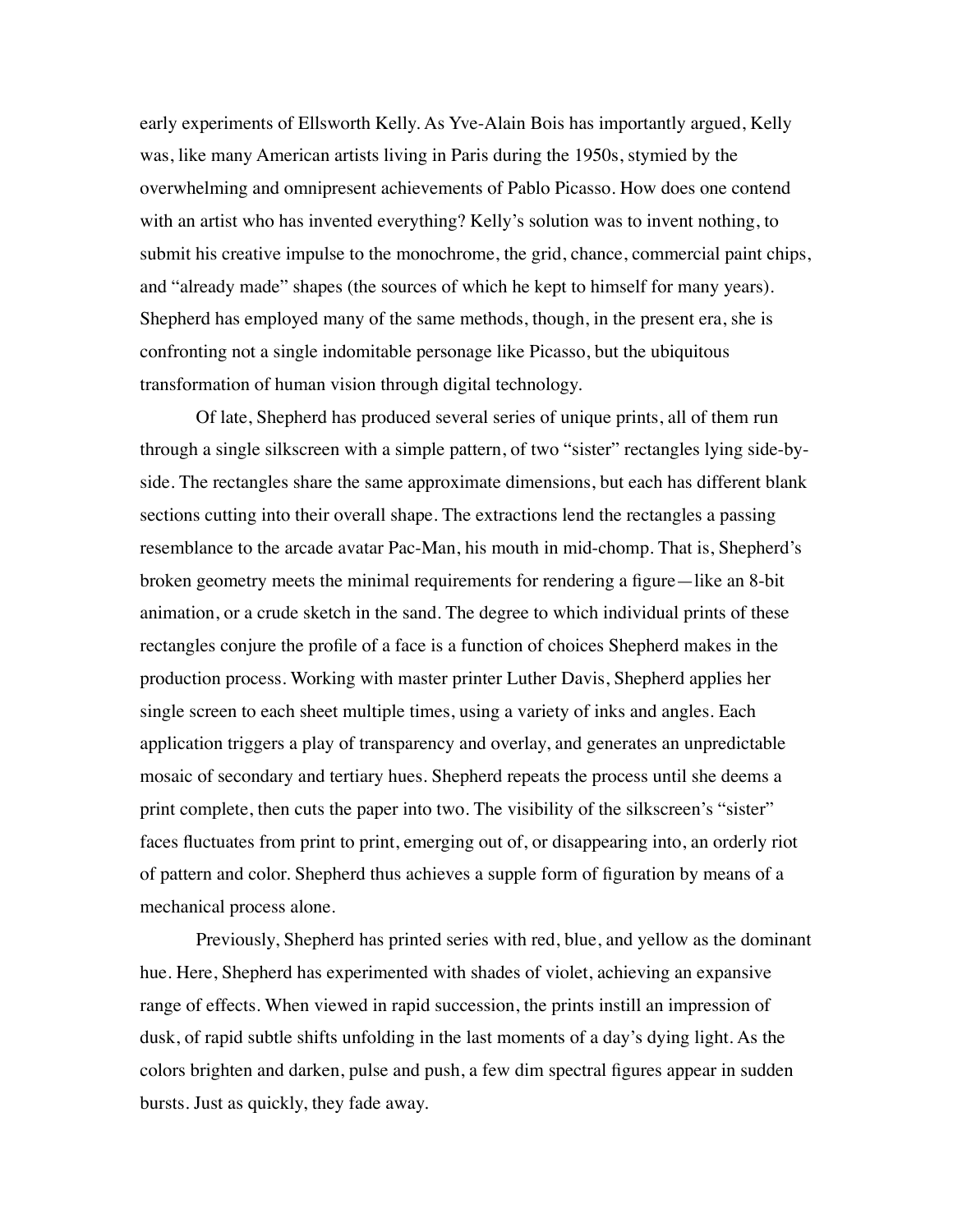early experiments of Ellsworth Kelly. As Yve-Alain Bois has importantly argued, Kelly was, like many American artists living in Paris during the 1950s, stymied by the overwhelming and omnipresent achievements of Pablo Picasso. How does one contend with an artist who has invented everything? Kelly's solution was to invent nothing, to submit his creative impulse to the monochrome, the grid, chance, commercial paint chips, and "already made" shapes (the sources of which he kept to himself for many years). Shepherd has employed many of the same methods, though, in the present era, she is confronting not a single indomitable personage like Picasso, but the ubiquitous transformation of human vision through digital technology.

Of late, Shepherd has produced several series of unique prints, all of them run through a single silkscreen with a simple pattern, of two "sister" rectangles lying side-by-side. The rectangles share the same approximate dimensions, but each has different blank sections cutting into their overall shape. The extractions lend the rectangles a passing resemblance to the arcade avatar Pac-Man, his mouth in mid-chomp. That is, Shepherd's broken geometry meets the minimal requirements for rendering a figure—like an 8-bit animation, or a crude sketch in the sand. The degree to which individual prints of these rectangles conjure the profile of a face is a function of choices Shepherd makes in the production process. Working with master printer Luther Davis, Shepherd applies her single screen to each sheet multiple times, using a variety of inks and angles. Each application triggers a play of transparency and overlay, and generates an unpredictable mosaic of secondary and tertiary hues. Shepherd repeats the process until she deems a print complete, then cuts the paper into two. The visibility of the silkscreen's "sister" faces fluctuates from print to print, emerging out of, or disappearing into, an orderly riot of pattern and color. Shepherd thus achieves a supple form of figuration by means of a mechanical process alone.

Previously, Shepherd has printed series with red, blue, and yellow as the dominant hue. Here, Shepherd has experimented with shades of violet, achieving an expansive range of effects. When viewed in rapid succession, the prints instill an impression of dusk, of rapid subtle shifts unfolding in the last moments of a day's dying light. As the colors brighten and darken, pulse and push, a few dim spectral figures appear in sudden bursts. Just as quickly, they fade away.